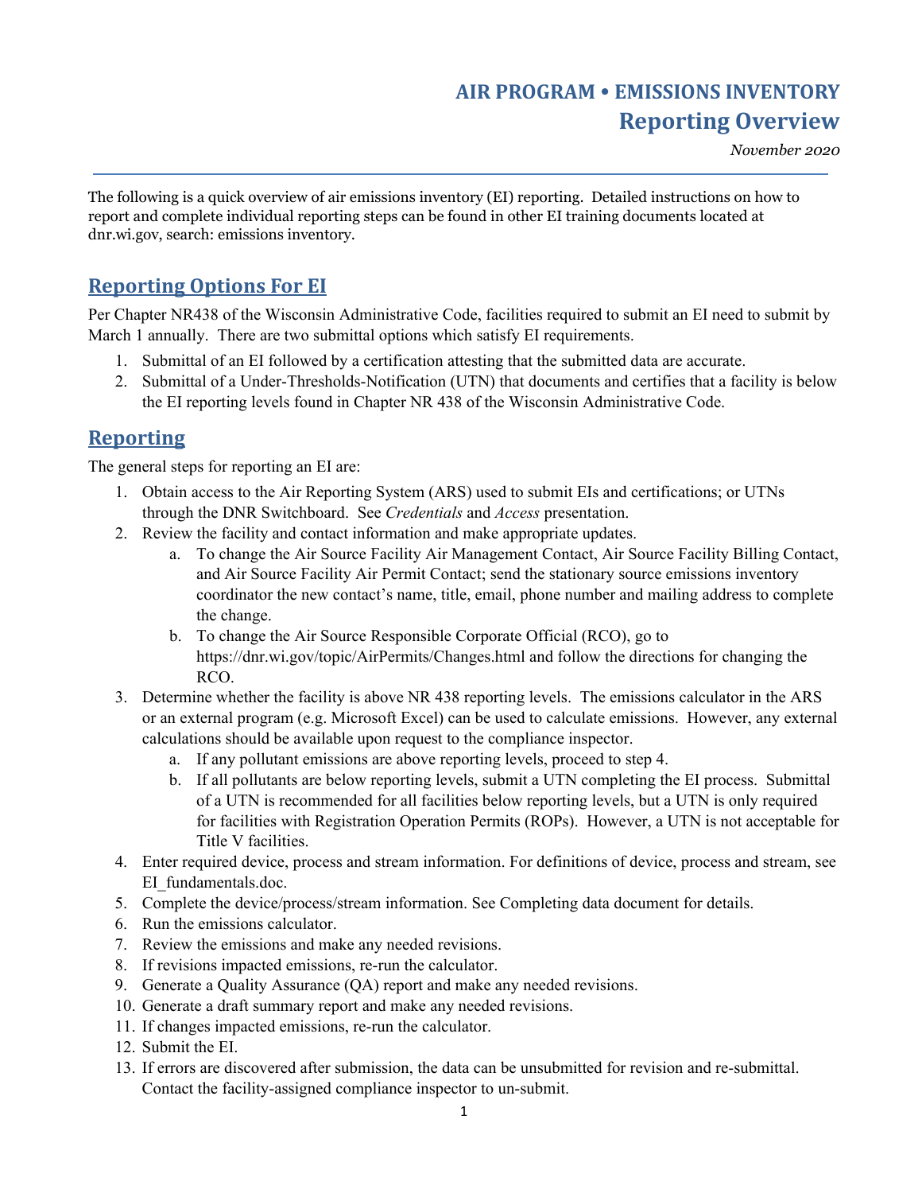# AIR PROGRAM • EMISSIONS INVENTORY

## Reporting Overview

*November 2020*

The following is a quick overview of air emissions inventory (EI) reporting. Detailed instructions on how to report and complete individual reporting steps can be found in other EI training documents located at dnr.wi.gov, search: emissions inventory.

## Reporting Options For EI

Per Chapter NR438 of the Wisconsin Administrative Code, facilities required to submit an EI need to submit by March 1 annually. There are two submittal options which satisfy EI requirements.

1. Submittal of an EI followed by a certification attesting that the submitted data are accurate.
2. Submittal of a Under-Thresholds-Notification (UTN) that documents and certifies that a facility is below the EI reporting levels found in Chapter NR 438 of the Wisconsin Administrative Code.

## Reporting

The general steps for reporting an EI are:

1. Obtain access to the Air Reporting System (ARS) used to submit EIs and certifications; or UTNs through the DNR Switchboard. See *Credentials* and *Access* presentation.
2. Review the facility and contact information and make appropriate updates.
   a. To change the Air Source Facility Air Management Contact, Air Source Facility Billing Contact, and Air Source Facility Air Permit Contact; send the stationary source emissions inventory coordinator the new contact's name, title, email, phone number and mailing address to complete the change.
   b. To change the Air Source Responsible Corporate Official (RCO), go to https://dnr.wi.gov/topic/AirPermits/Changes.html and follow the directions for changing the RCO.
3. Determine whether the facility is above NR 438 reporting levels. The emissions calculator in the ARS or an external program (e.g. Microsoft Excel) can be used to calculate emissions. However, any external calculations should be available upon request to the compliance inspector.
   a. If any pollutant emissions are above reporting levels, proceed to step 4.
   b. If all pollutants are below reporting levels, submit a UTN completing the EI process. Submittal of a UTN is recommended for all facilities below reporting levels, but a UTN is only required for facilities with Registration Operation Permits (ROPs). However, a UTN is not acceptable for Title V facilities.
4. Enter required device, process and stream information. For definitions of device, process and stream, see EI_fundamentals.doc.
5. Complete the device/process/stream information. See Completing data document for details.
6. Run the emissions calculator.
7. Review the emissions and make any needed revisions.
8. If revisions impacted emissions, re-run the calculator.
9. Generate a Quality Assurance (QA) report and make any needed revisions.
10. Generate a draft summary report and make any needed revisions.
11. If changes impacted emissions, re-run the calculator.
12. Submit the EI.
13. If errors are discovered after submission, the data can be unsubmitted for revision and re-submittal. Contact the facility-assigned compliance inspector to un-submit.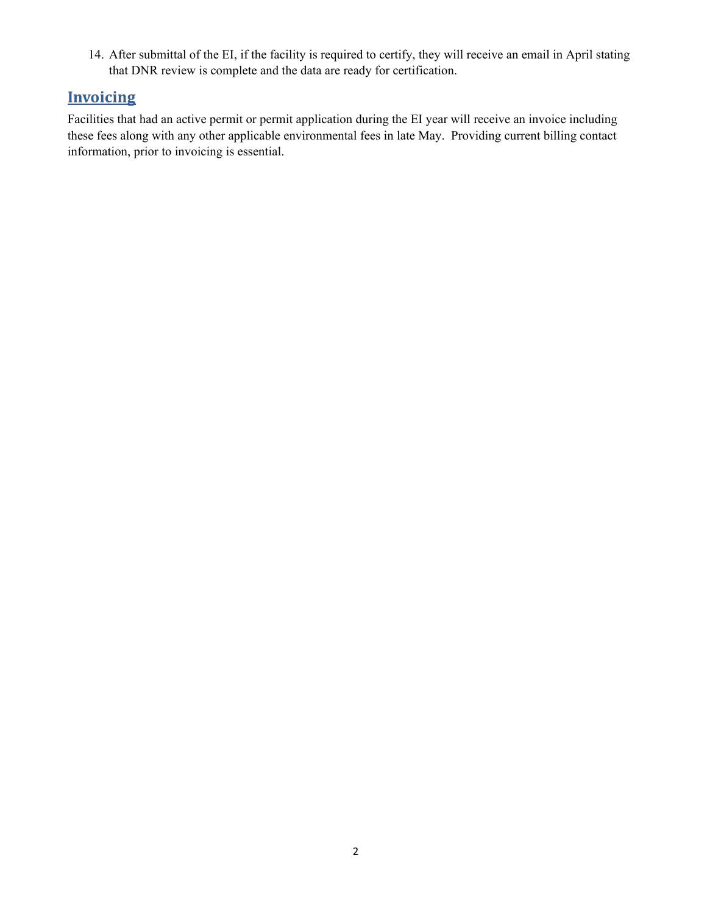14. After submittal of the EI, if the facility is required to certify, they will receive an email in April stating that DNR review is complete and the data are ready for certification.

## Invoicing

Facilities that had an active permit or permit application during the EI year will receive an invoice including these fees along with any other applicable environmental fees in late May. Providing current billing contact information, prior to invoicing is essential.